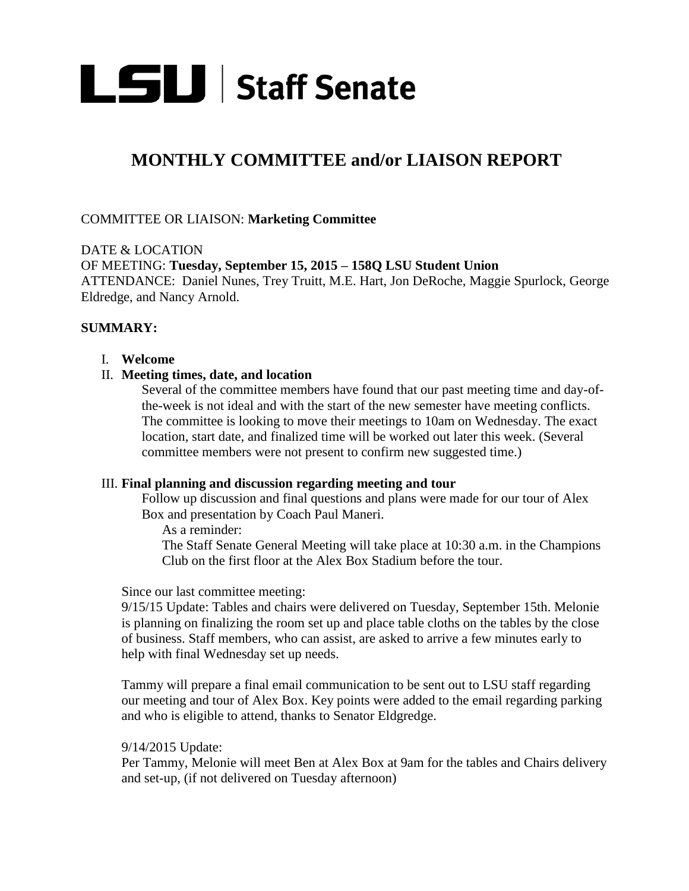# LSU | Staff Senate

## MONTHLY COMMITTEE and/or LIAISON REPORT

COMMITTEE OR LIAISON: **Marketing Committee**

DATE & LOCATION
OF MEETING: **Tuesday, September 15, 2015 – 158Q LSU Student Union**
ATTENDANCE: Daniel Nunes, Trey Truitt, M.E. Hart, Jon DeRoche, Maggie Spurlock, George Eldredge, and Nancy Arnold.

**SUMMARY:**

I. **Welcome**

II. **Meeting times, date, and location**

Several of the committee members have found that our past meeting time and day-of-the-week is not ideal and with the start of the new semester have meeting conflicts. The committee is looking to move their meetings to 10am on Wednesday. The exact location, start date, and finalized time will be worked out later this week. (Several committee members were not present to confirm new suggested time.)

III. **Final planning and discussion regarding meeting and tour**

Follow up discussion and final questions and plans were made for our tour of Alex Box and presentation by Coach Paul Maneri.

As a reminder:
The Staff Senate General Meeting will take place at 10:30 a.m. in the Champions Club on the first floor at the Alex Box Stadium before the tour.

Since our last committee meeting:
9/15/15 Update: Tables and chairs were delivered on Tuesday, September 15th. Melonie is planning on finalizing the room set up and place table cloths on the tables by the close of business. Staff members, who can assist, are asked to arrive a few minutes early to help with final Wednesday set up needs.

Tammy will prepare a final email communication to be sent out to LSU staff regarding our meeting and tour of Alex Box. Key points were added to the email regarding parking and who is eligible to attend, thanks to Senator Eldgredge.

9/14/2015 Update:
Per Tammy, Melonie will meet Ben at Alex Box at 9am for the tables and Chairs delivery and set-up, (if not delivered on Tuesday afternoon)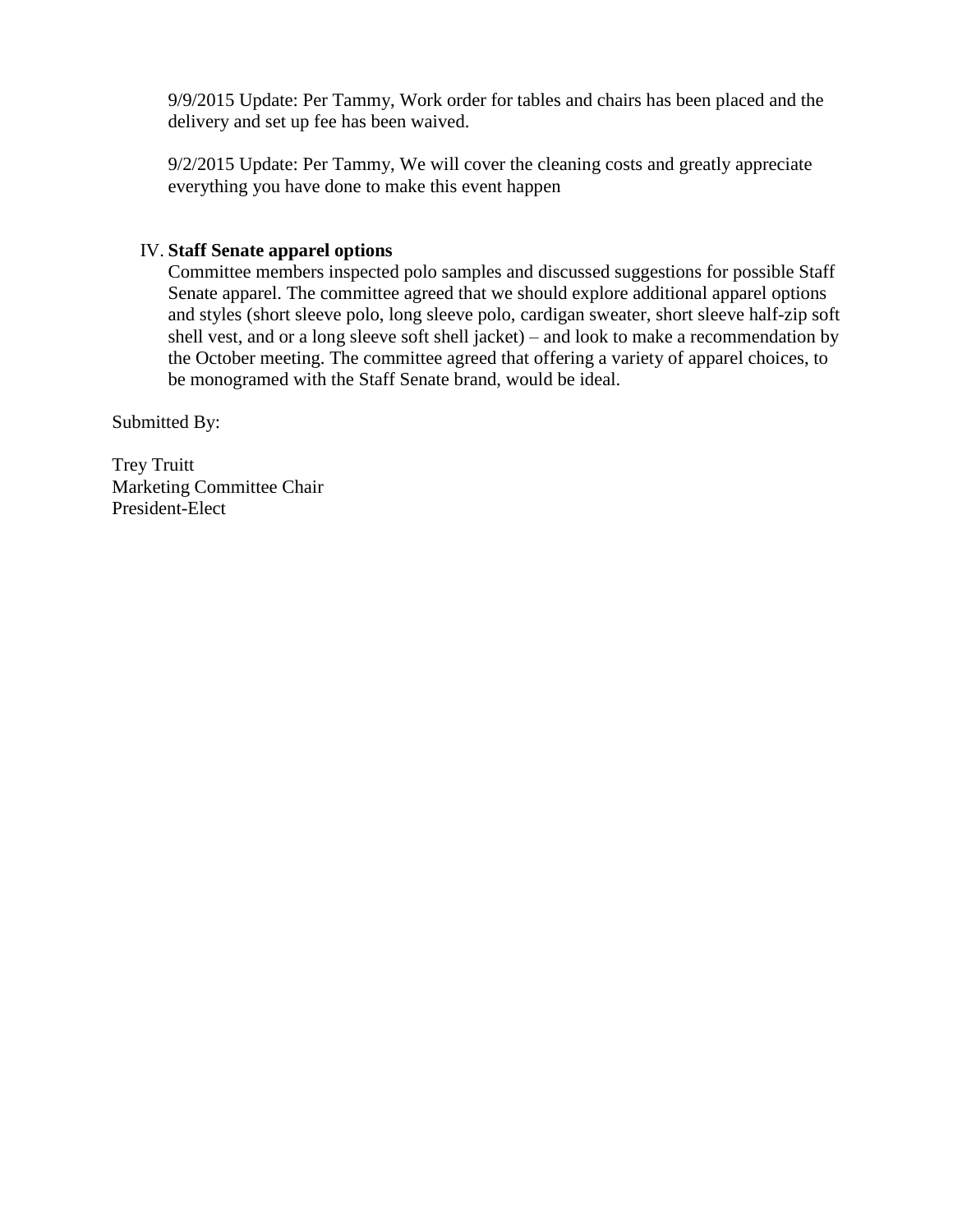9/9/2015 Update: Per Tammy, Work order for tables and chairs has been placed and the delivery and set up fee has been waived.

9/2/2015 Update: Per Tammy, We will cover the cleaning costs and greatly appreciate everything you have done to make this event happen

IV. **Staff Senate apparel options**

Committee members inspected polo samples and discussed suggestions for possible Staff Senate apparel. The committee agreed that we should explore additional apparel options and styles (short sleeve polo, long sleeve polo, cardigan sweater, short sleeve half-zip soft shell vest, and or a long sleeve soft shell jacket) – and look to make a recommendation by the October meeting. The committee agreed that offering a variety of apparel choices, to be monogramed with the Staff Senate brand, would be ideal.

Submitted By:

Trey Truitt
Marketing Committee Chair
President-Elect